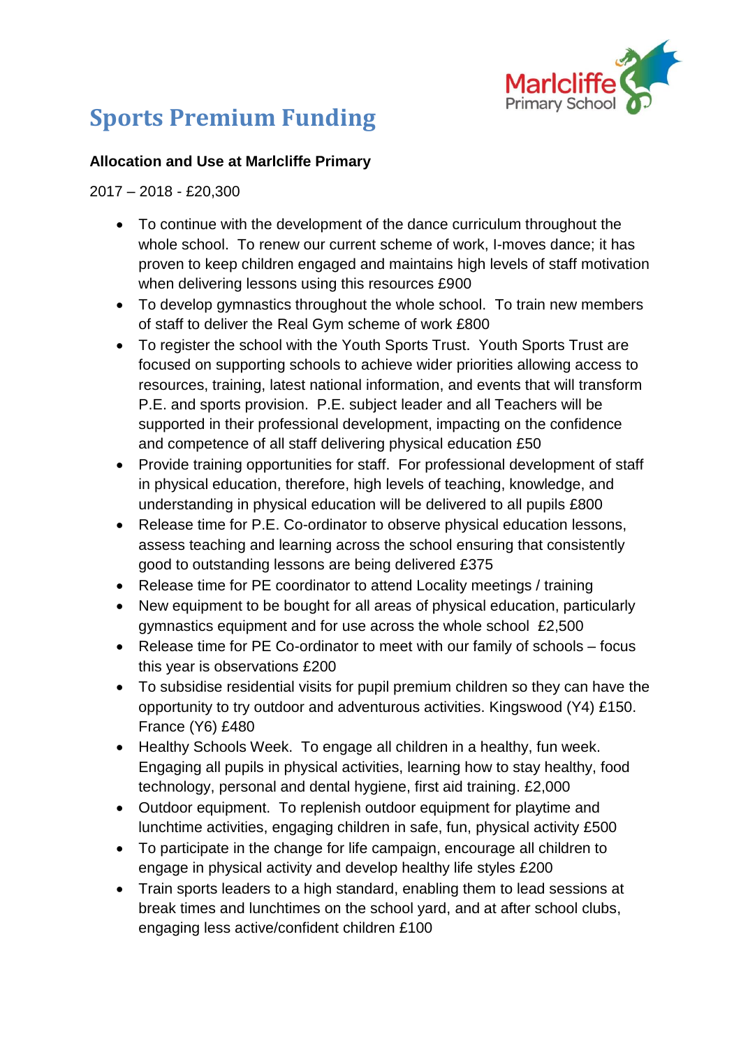# Sports Premium Funding

**Allocation and Use at Marlcliffe Primary**

2017 – 2018 - £20,300

- To continue with the development of the dance curriculum throughout the whole school. To renew our current scheme of work, I-moves dance; it has proven to keep children engaged and maintains high levels of staff motivation when delivering lessons using this resources £900
- To develop gymnastics throughout the whole school. To train new members of staff to deliver the Real Gym scheme of work £800
- To register the school with the Youth Sports Trust. Youth Sports Trust are focused on supporting schools to achieve wider priorities allowing access to resources, training, latest national information, and events that will transform P.E. and sports provision. P.E. subject leader and all Teachers will be supported in their professional development, impacting on the confidence and competence of all staff delivering physical education £50
- Provide training opportunities for staff. For professional development of staff in physical education, therefore, high levels of teaching, knowledge, and understanding in physical education will be delivered to all pupils £800
- Release time for P.E. Co-ordinator to observe physical education lessons, assess teaching and learning across the school ensuring that consistently good to outstanding lessons are being delivered £375
- Release time for PE coordinator to attend Locality meetings / training
- New equipment to be bought for all areas of physical education, particularly gymnastics equipment and for use across the whole school £2,500
- Release time for PE Co-ordinator to meet with our family of schools – focus this year is observations £200
- To subsidise residential visits for pupil premium children so they can have the opportunity to try outdoor and adventurous activities. Kingswood (Y4) £150. France (Y6) £480
- Healthy Schools Week. To engage all children in a healthy, fun week. Engaging all pupils in physical activities, learning how to stay healthy, food technology, personal and dental hygiene, first aid training. £2,000
- Outdoor equipment. To replenish outdoor equipment for playtime and lunchtime activities, engaging children in safe, fun, physical activity £500
- To participate in the change for life campaign, encourage all children to engage in physical activity and develop healthy life styles £200
- Train sports leaders to a high standard, enabling them to lead sessions at break times and lunchtimes on the school yard, and at after school clubs, engaging less active/confident children £100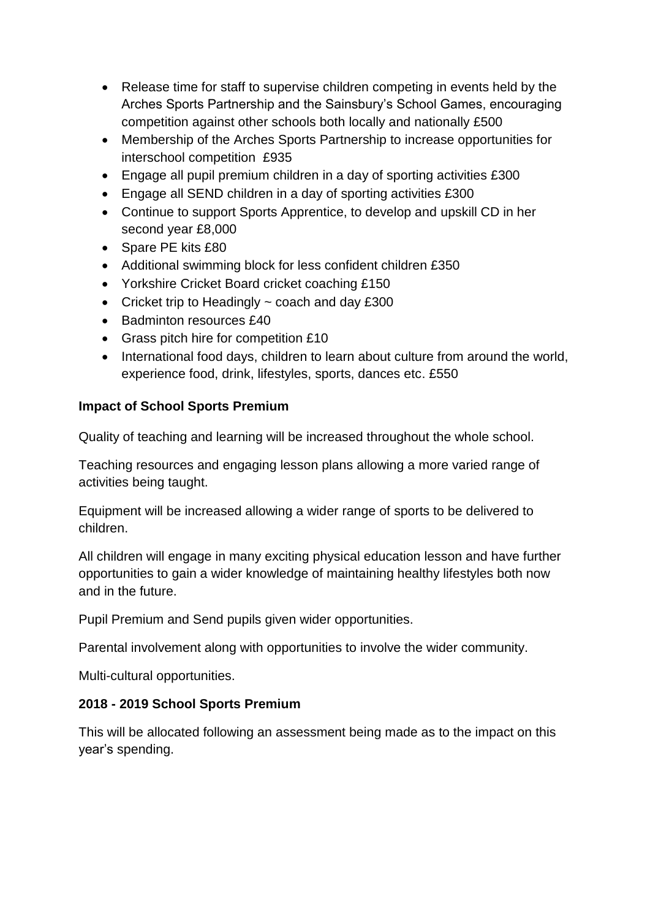- Release time for staff to supervise children competing in events held by the Arches Sports Partnership and the Sainsbury's School Games, encouraging competition against other schools both locally and nationally £500
- Membership of the Arches Sports Partnership to increase opportunities for interschool competition £935
- Engage all pupil premium children in a day of sporting activities £300
- Engage all SEND children in a day of sporting activities £300
- Continue to support Sports Apprentice, to develop and upskill CD in her second year £8,000
- Spare PE kits £80
- Additional swimming block for less confident children £350
- Yorkshire Cricket Board cricket coaching £150
- Cricket trip to Headingly ~ coach and day £300
- Badminton resources £40
- Grass pitch hire for competition £10
- International food days, children to learn about culture from around the world, experience food, drink, lifestyles, sports, dances etc. £550

**Impact of School Sports Premium**

Quality of teaching and learning will be increased throughout the whole school.

Teaching resources and engaging lesson plans allowing a more varied range of activities being taught.

Equipment will be increased allowing a wider range of sports to be delivered to children.

All children will engage in many exciting physical education lesson and have further opportunities to gain a wider knowledge of maintaining healthy lifestyles both now and in the future.

Pupil Premium and Send pupils given wider opportunities.

Parental involvement along with opportunities to involve the wider community.

Multi-cultural opportunities.

**2018 - 2019 School Sports Premium**

This will be allocated following an assessment being made as to the impact on this year's spending.